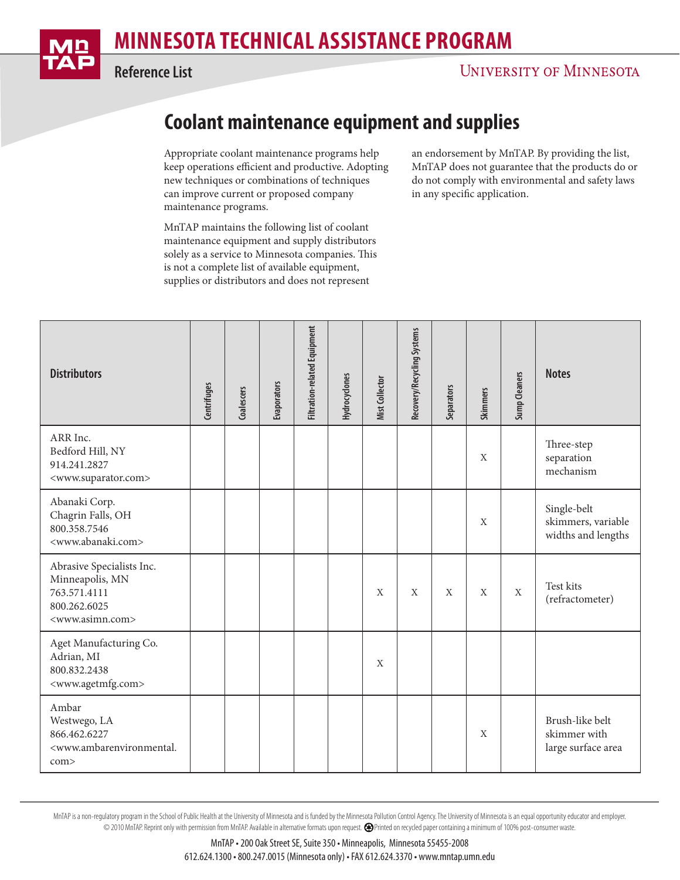# MINNESOTA TECHNICAL ASSISTANCE PROGRAM

**Reference List**

UNIVERSITY OF MINNESOTA

## Coolant maintenance equipment and supplies

Appropriate coolant maintenance programs help keep operations efficient and productive. Adopting new techniques or combinations of techniques can improve current or proposed company maintenance programs.

MnTAP maintains the following list of coolant maintenance equipment and supply distributors solely as a service to Minnesota companies. This is not a complete list of available equipment, supplies or distributors and does not represent an endorsement by MnTAP. By providing the list, MnTAP does not guarantee that the products do or do not comply with environmental and safety laws in any specific application.

| Distributors | Centrifuges | Coalescers | Evaporators | Filtration-related Equipment | Hydrocyclones | Mist Collector | Recovery/Recycling Systems | Separators | Skimmers | Sump Cleaners | Notes |
|---|---|---|---|---|---|---|---|---|---|---|---|
| ARR Inc.<br>Bedford Hill, NY<br>914.241.2827<br><www.suparator.com> | | | | | | | | | X | | Three-step separation mechanism |
| Abanaki Corp.<br>Chagrin Falls, OH<br>800.358.7546<br><www.abanaki.com> | | | | | | | | | X | | Single-belt skimmers, variable widths and lengths |
| Abrasive Specialists Inc.<br>Minneapolis, MN<br>763.571.4111<br>800.262.6025<br><www.asimn.com> | | | | | | X | X | X | X | X | Test kits (refractometer) |
| Aget Manufacturing Co.<br>Adrian, MI<br>800.832.2438<br><www.agetmfg.com> | | | | | | X | | | | | |
| Ambar<br>Westwego, LA<br>866.462.6227<br><www.ambarenvironmental.com> | | | | | | | | | X | | Brush-like belt skimmer with large surface area |

MnTAP is a non-regulatory program in the School of Public Health at the University of Minnesota and is funded by the Minnesota Pollution Control Agency. The University of Minnesota is an equal opportunity educator and employer.
© 2010 MnTAP. Reprint only with permission from MnTAP. Available in alternative formats upon request. Printed on recycled paper containing a minimum of 100% post-consumer waste.

MnTAP • 200 Oak Street SE, Suite 350 • Minneapolis, Minnesota 55455-2008
612.624.1300 • 800.247.0015 (Minnesota only) • FAX 612.624.3370 • www.mntap.umn.edu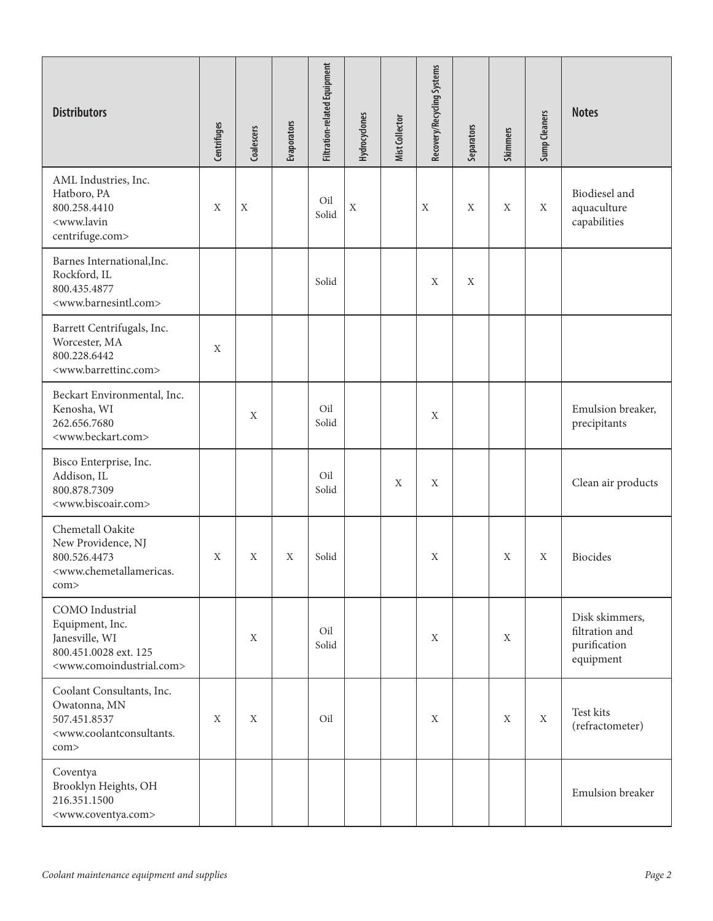| Distributors | Centrifuges | Coalescers | Evaporators | Filtration-related Equipment | Hydrocyclones | Mist Collector | Recovery/Recycling Systems | Separators | Skimmers | Sump Cleaners | Notes |
|---|---|---|---|---|---|---|---|---|---|---|---|
| AML Industries, Inc. Hatboro, PA 800.258.4410 <www.lavin centrifuge.com> | X | X | | Oil Solid | X | | X | X | X | X | Biodiesel and aquaculture capabilities |
| Barnes International,Inc. Rockford, IL 800.435.4877 <www.barnesintl.com> | | | | Solid | | | X | X | | | |
| Barrett Centrifugals, Inc. Worcester, MA 800.228.6442 <www.barrettinc.com> | X | | | | | | | | | | |
| Beckart Environmental, Inc. Kenosha, WI 262.656.7680 <www.beckart.com> | | X | | Oil Solid | | | X | | | | Emulsion breaker, precipitants |
| Bisco Enterprise, Inc. Addison, IL 800.878.7309 <www.biscoair.com> | | | | Oil Solid | | X | X | | | | Clean air products |
| Chemetall Oakite New Providence, NJ 800.526.4473 <www.chemetallamericas.com> | X | X | X | Solid | | | X | | X | X | Biocides |
| COMO Industrial Equipment, Inc. Janesville, WI 800.451.0028 ext. 125 <www.comoindustrial.com> | | X | | Oil Solid | | | X | | X | | Disk skimmers, filtration and purification equipment |
| Coolant Consultants, Inc. Owatonna, MN 507.451.8537 <www.coolantconsultants.com> | X | X | | Oil | | | X | | X | X | Test kits (refractometer) |
| Coventya Brooklyn Heights, OH 216.351.1500 <www.coventya.com> | | | | | | | | | | | Emulsion breaker |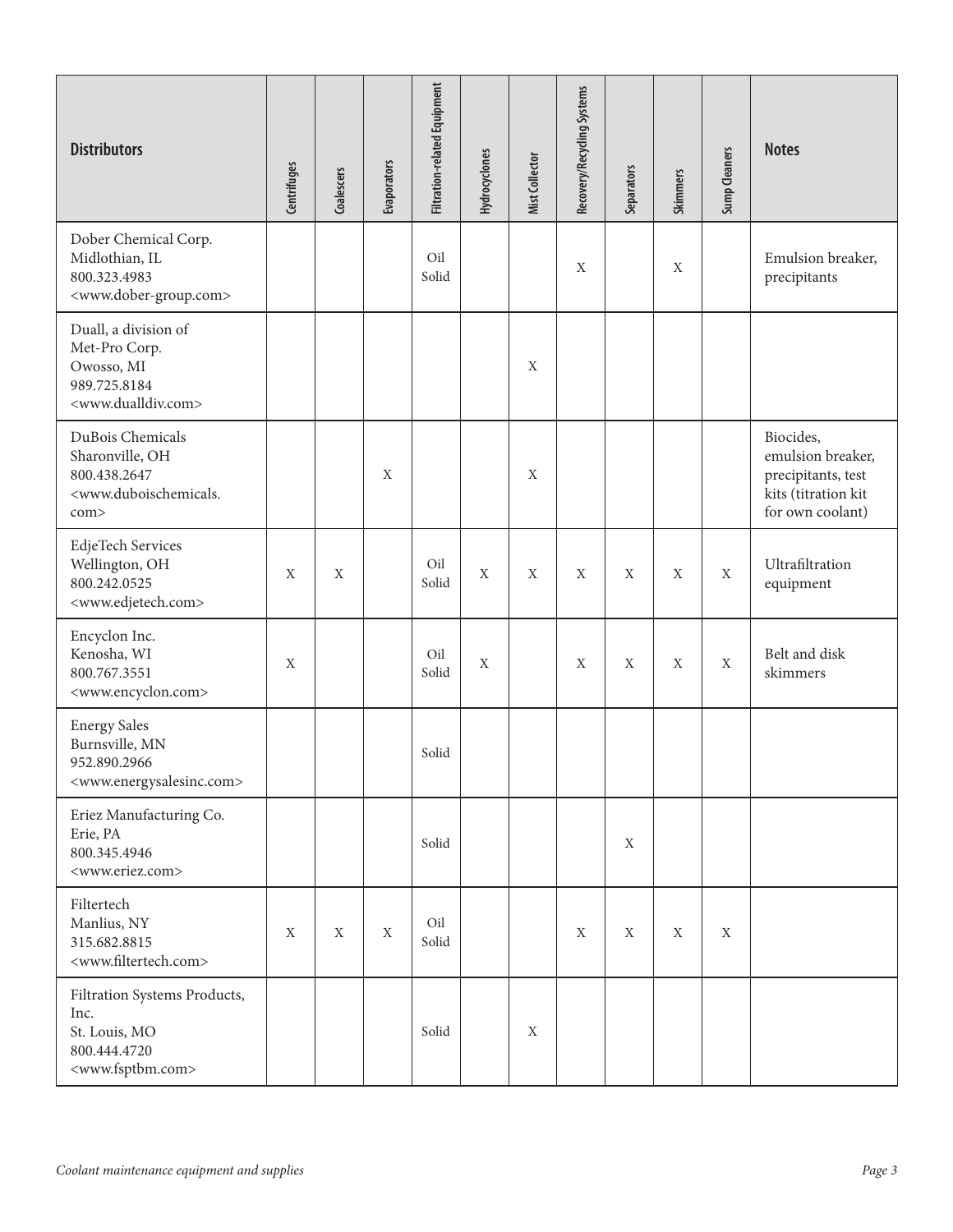| Distributors | Centrifuges | Coalescers | Evaporators | Filtration-related Equipment | Hydrocyclones | Mist Collector | Recovery/Recycling Systems | Separators | Skimmers | Sump Cleaners | Notes |
|---|---|---|---|---|---|---|---|---|---|---|---|
| Dober Chemical Corp.<br>Midlothian, IL<br>800.323.4983<br><www.dober-group.com> | | | | Oil<br>Solid | | | X | | X | | Emulsion breaker, precipitants |
| Duall, a division of Met-Pro Corp.<br>Owosso, MI<br>989.725.8184<br><www.dualldiv.com> | | | | | | X | | | | | |
| DuBois Chemicals<br>Sharonville, OH<br>800.438.2647<br><www.duboischemicals.com> | | | X | | | X | | | | | Biocides, emulsion breaker, precipitants, test kits (titration kit for own coolant) |
| EdjeTech Services<br>Wellington, OH<br>800.242.0525<br><www.edjetech.com> | X | X | | Oil<br>Solid | X | X | X | X | X | X | Ultrafiltration equipment |
| Encyclon Inc.<br>Kenosha, WI<br>800.767.3551<br><www.encyclon.com> | X | | | Oil<br>Solid | X | | X | X | X | X | Belt and disk skimmers |
| Energy Sales<br>Burnsville, MN<br>952.890.2966<br><www.energysalesinc.com> | | | | Solid | | | | | | | |
| Eriez Manufacturing Co.<br>Erie, PA<br>800.345.4946<br><www.eriez.com> | | | | Solid | | | | X | | | |
| Filtertech<br>Manlius, NY<br>315.682.8815<br><www.filtertech.com> | X | X | X | Oil<br>Solid | | | X | X | X | X | |
| Filtration Systems Products, Inc.<br>St. Louis, MO<br>800.444.4720<br><www.fsptbm.com> | | | | Solid | | X | | | | | |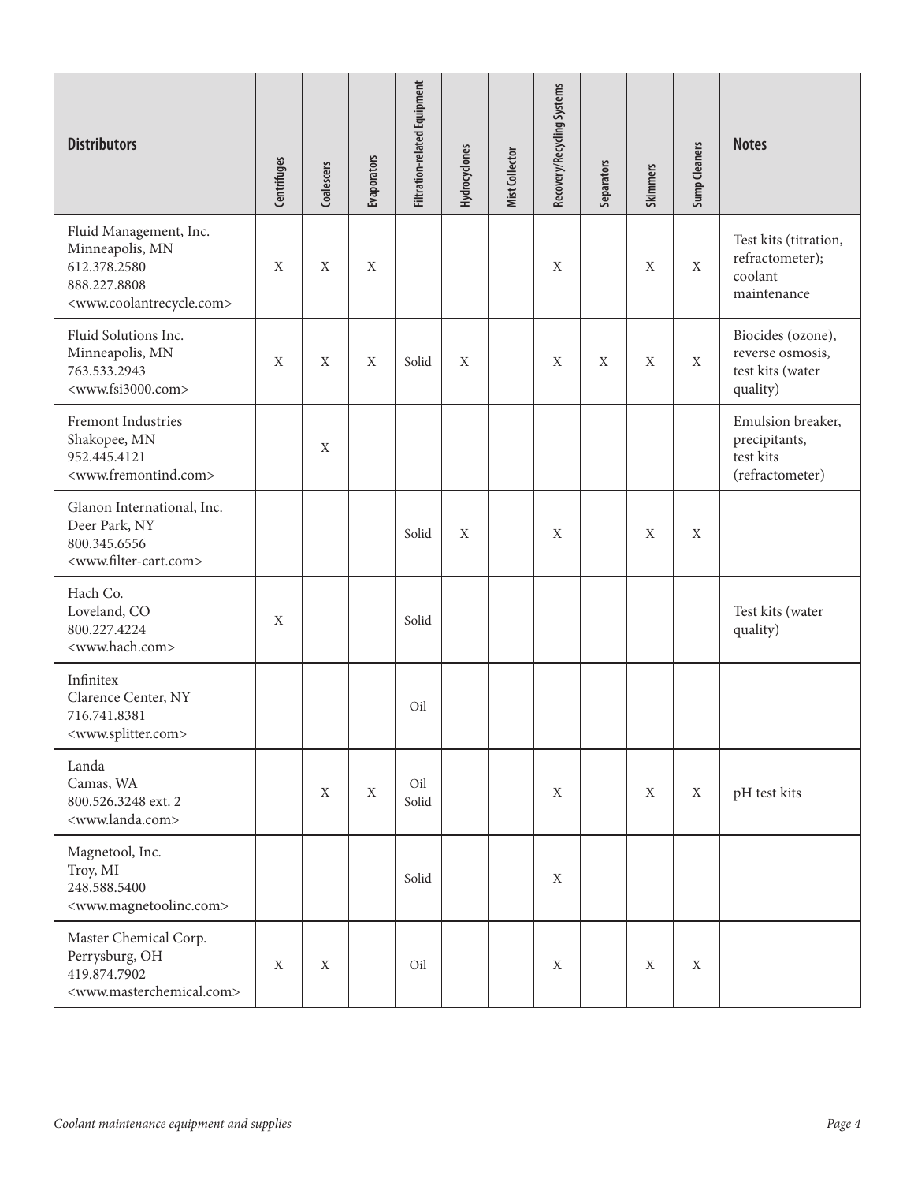| Distributors | Centrifuges | Coalescers | Evaporators | Filtration-related Equipment | Hydrocyclones | Mist Collector | Recovery/Recycling Systems | Separators | Skimmers | Sump Cleaners | Notes |
|---|---|---|---|---|---|---|---|---|---|---|---|
| Fluid Management, Inc.<br>Minneapolis, MN<br>612.378.2580<br>888.227.8808<br><www.coolantrecycle.com> | X | X | X | | | | X | | X | X | Test kits (titration, refractometer); coolant maintenance |
| Fluid Solutions Inc.<br>Minneapolis, MN<br>763.533.2943<br><www.fsi3000.com> | X | X | X | Solid | X | | X | X | X | X | Biocides (ozone), reverse osmosis, test kits (water quality) |
| Fremont Industries<br>Shakopee, MN<br>952.445.4121<br><www.fremontind.com> | | X | | | | | | | | | Emulsion breaker, precipitants, test kits (refractometer) |
| Glanon International, Inc.<br>Deer Park, NY<br>800.345.6556<br><www.filter-cart.com> | | | | Solid | X | | X | | X | X | |
| Hach Co.<br>Loveland, CO<br>800.227.4224<br><www.hach.com> | X | | | Solid | | | | | | | Test kits (water quality) |
| Infinitex<br>Clarence Center, NY<br>716.741.8381<br><www.splitter.com> | | | | Oil | | | | | | | |
| Landa<br>Camas, WA<br>800.526.3248 ext. 2<br><www.landa.com> | | X | X | Oil<br>Solid | | | X | | X | X | pH test kits |
| Magnetool, Inc.<br>Troy, MI<br>248.588.5400<br><www.magnetoolinc.com> | | | | Solid | | | X | | | | |
| Master Chemical Corp.<br>Perrysburg, OH<br>419.874.7902<br><www.masterchemical.com> | X | X | | Oil | | | X | | X | X | |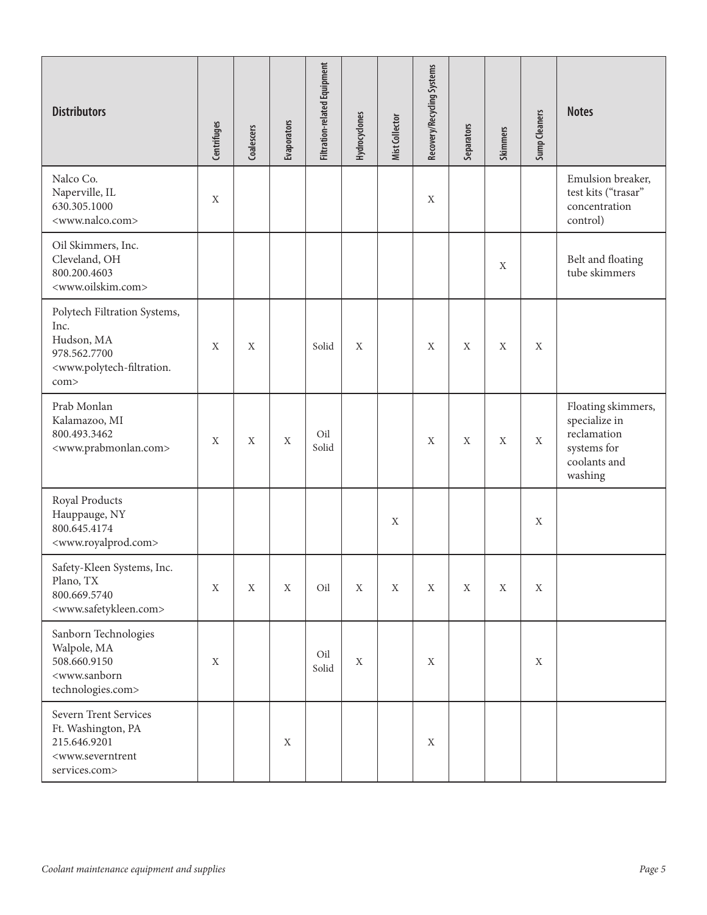| Distributors | Centrifuges | Coalescers | Evaporators | Filtration-related Equipment | Hydrocyclones | Mist Collector | Recovery/Recycling Systems | Separators | Skimmers | Sump Cleaners | Notes |
|---|---|---|---|---|---|---|---|---|---|---|---|
| Nalco Co.<br>Naperville, IL<br>630.305.1000<br><www.nalco.com> | X | | | | | | X | | | | Emulsion breaker, test kits ("trasar" concentration control) |
| Oil Skimmers, Inc.<br>Cleveland, OH<br>800.200.4603<br><www.oilskim.com> | | | | | | | | | X | | Belt and floating tube skimmers |
| Polytech Filtration Systems, Inc.<br>Hudson, MA<br>978.562.7700<br><www.polytech-filtration.com> | X | X | | Solid | X | | X | X | X | X | |
| Prab Monlan<br>Kalamazoo, MI<br>800.493.3462<br><www.prabmonlan.com> | X | X | X | Oil<br>Solid | | | X | X | X | X | Floating skimmers, specialize in reclamation systems for coolants and washing |
| Royal Products<br>Hauppauge, NY<br>800.645.4174<br><www.royalprod.com> | | | | | | X | | | | X | |
| Safety-Kleen Systems, Inc.<br>Plano, TX<br>800.669.5740<br><www.safetykleen.com> | X | X | X | Oil | X | X | X | X | X | X | |
| Sanborn Technologies<br>Walpole, MA<br>508.660.9150<br><www.sanborn technologies.com> | X | | | Oil<br>Solid | X | | X | | | X | |
| Severn Trent Services<br>Ft. Washington, PA<br>215.646.9201<br><www.severntrent services.com> | | | X | | | | X | | | | |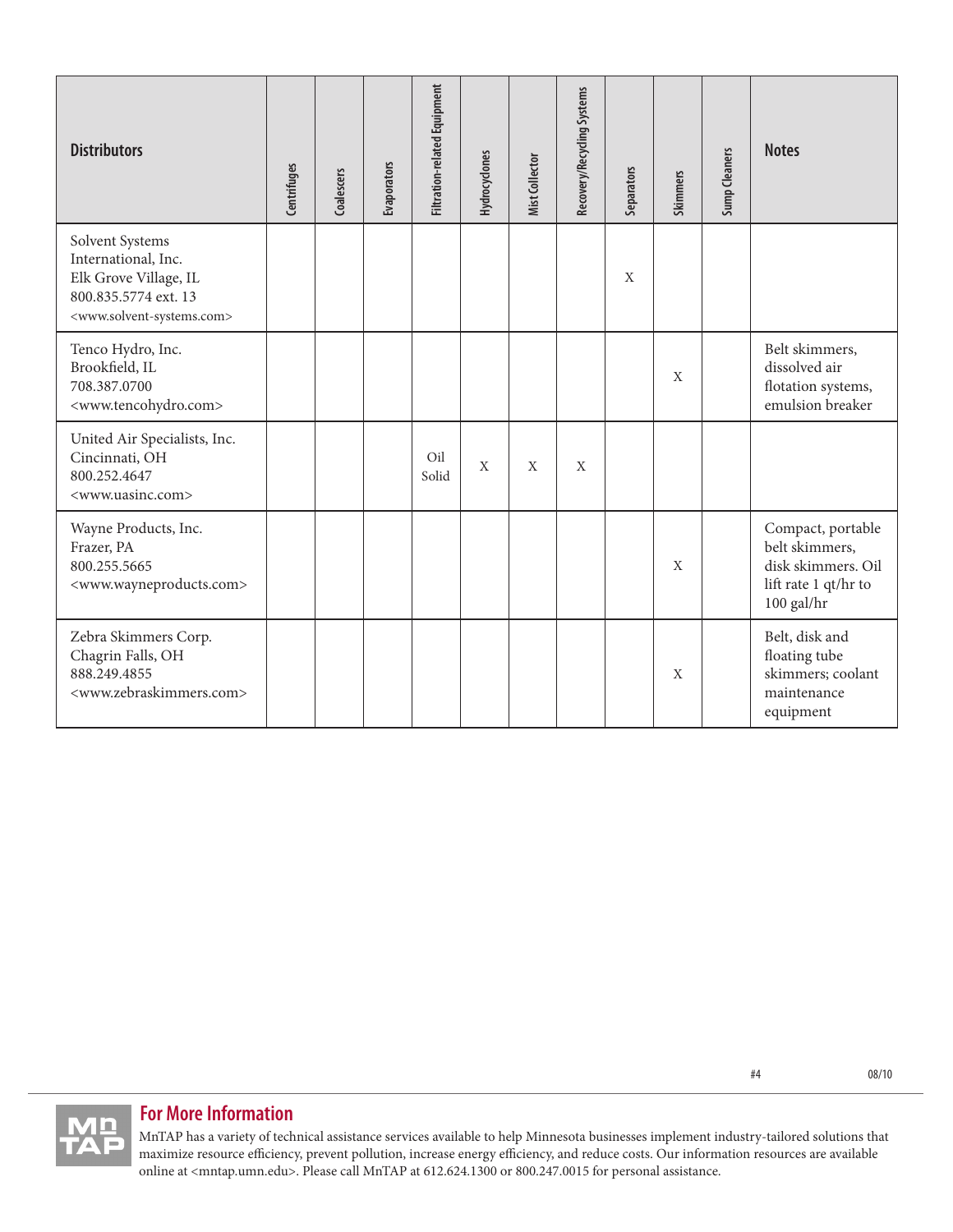| Distributors | Centrifuges | Coalescers | Evaporators | Filtration-related Equipment | Hydrocyclones | Mist Collector | Recovery/Recycling Systems | Separators | Skimmers | Sump Cleaners | Notes |
|---|---|---|---|---|---|---|---|---|---|---|---|
| Solvent Systems International, Inc.<br>Elk Grove Village, IL<br>800.835.5774 ext. 13<br><www.solvent-systems.com> | | | | | | | | X | | | |
| Tenco Hydro, Inc.<br>Brookfield, IL<br>708.387.0700<br><www.tencohydro.com> | | | | | | | | | X | | Belt skimmers, dissolved air flotation systems, emulsion breaker |
| United Air Specialists, Inc.<br>Cincinnati, OH<br>800.252.4647<br><www.uasinc.com> | | | | Oil<br>Solid | X | X | X | | | | |
| Wayne Products, Inc.<br>Frazer, PA<br>800.255.5665<br><www.wayneproducts.com> | | | | | | | | | X | | Compact, portable belt skimmers, disk skimmers. Oil lift rate 1 qt/hr to 100 gal/hr |
| Zebra Skimmers Corp.<br>Chagrin Falls, OH<br>888.249.4855<br><www.zebraskimmers.com> | | | | | | | | | X | | Belt, disk and floating tube skimmers; coolant maintenance equipment |

#4 08/10

## For More Information

MnTAP has a variety of technical assistance services available to help Minnesota businesses implement industry-tailored solutions that maximize resource efficiency, prevent pollution, increase energy efficiency, and reduce costs. Our information resources are available online at <mntap.umn.edu>. Please call MnTAP at 612.624.1300 or 800.247.0015 for personal assistance.